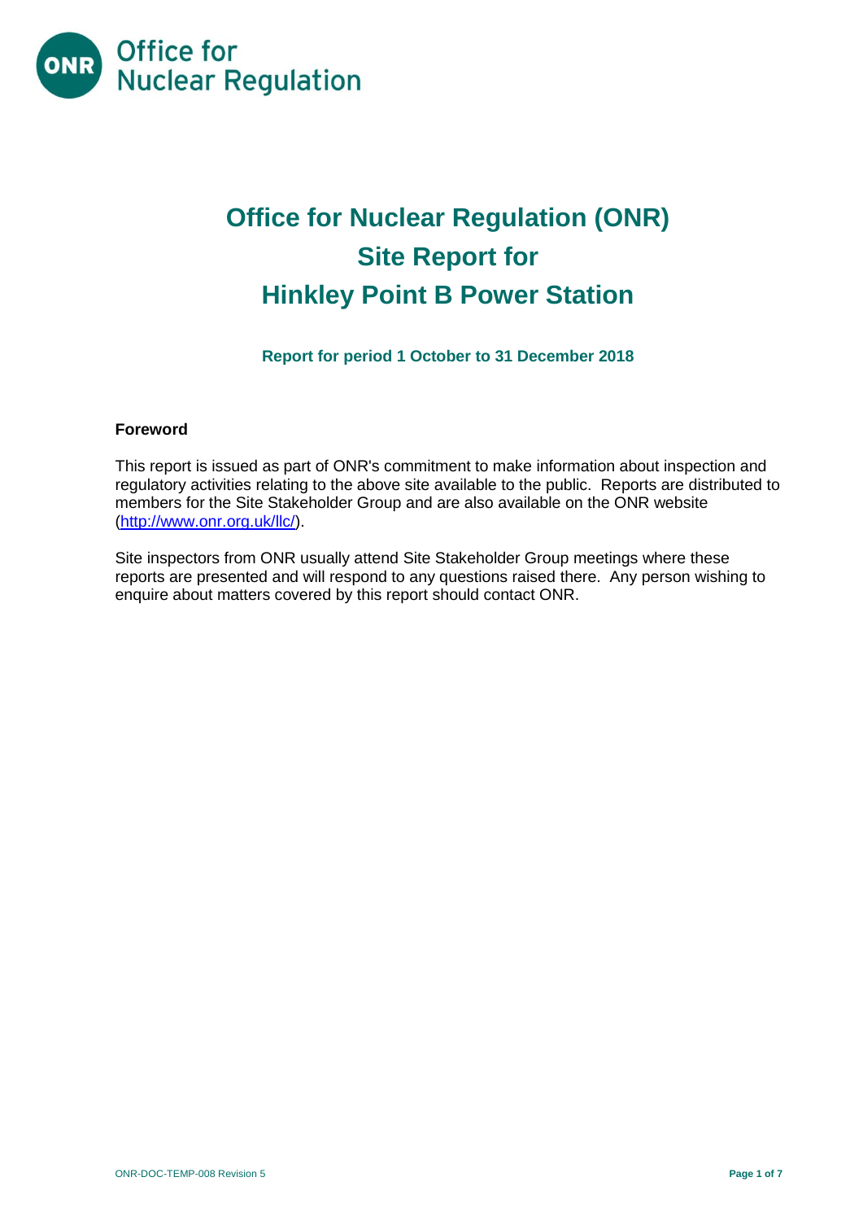Office for Nuclear Regulation

# Office for Nuclear Regulation (ONR) Site Report for Hinkley Point B Power Station

**Report for period 1 October to 31 December 2018**

### Foreword

This report is issued as part of ONR's commitment to make information about inspection and regulatory activities relating to the above site available to the public. Reports are distributed to members for the Site Stakeholder Group and are also available on the ONR website (http://www.onr.org.uk/llc/).

Site inspectors from ONR usually attend Site Stakeholder Group meetings where these reports are presented and will respond to any questions raised there. Any person wishing to enquire about matters covered by this report should contact ONR.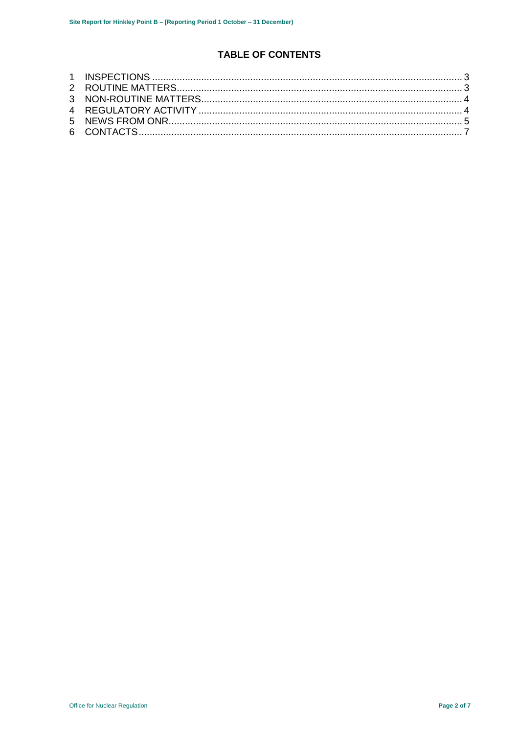## TABLE OF CONTENTS

1 INSPECTIONS ........................................................................................................... 3
2 ROUTINE MATTERS................................................................................................. 3
3 NON-ROUTINE MATTERS......................................................................................... 4
4 REGULATORY ACTIVITY .......................................................................................... 4
5 NEWS FROM ONR..................................................................................................... 5
6 CONTACTS................................................................................................................ 7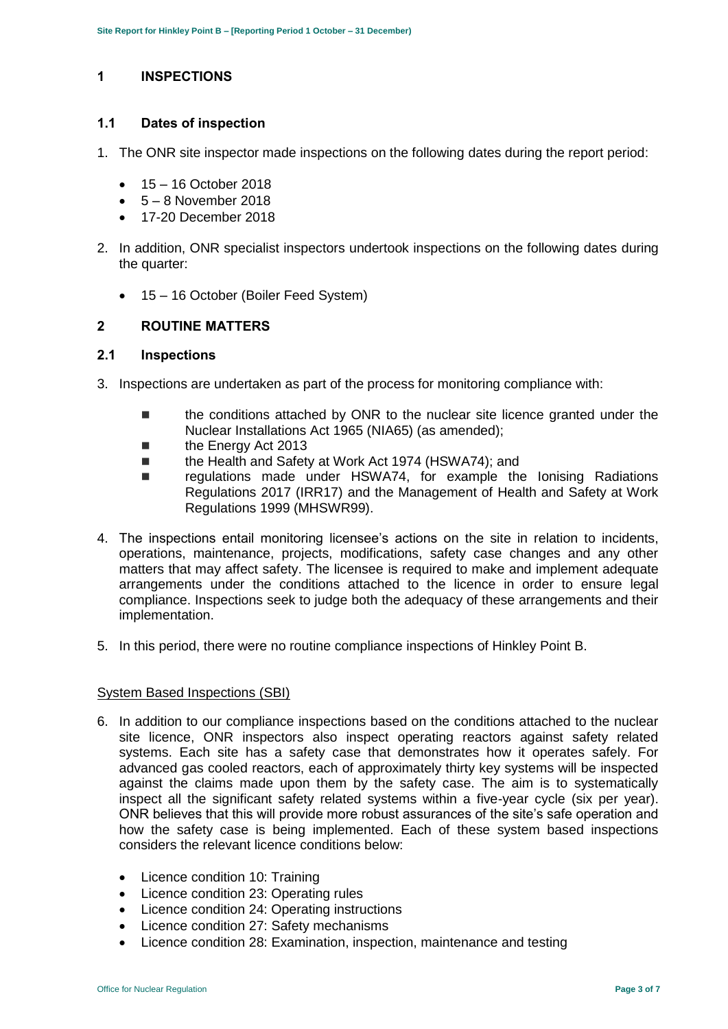# 1 INSPECTIONS

## 1.1 Dates of inspection

1. The ONR site inspector made inspections on the following dates during the report period:

   - 15 – 16 October 2018
   - 5 – 8 November 2018
   - 17-20 December 2018

2. In addition, ONR specialist inspectors undertook inspections on the following dates during the quarter:

   - 15 – 16 October (Boiler Feed System)

# 2 ROUTINE MATTERS

## 2.1 Inspections

3. Inspections are undertaken as part of the process for monitoring compliance with:

   - the conditions attached by ONR to the nuclear site licence granted under the Nuclear Installations Act 1965 (NIA65) (as amended);
   - the Energy Act 2013
   - the Health and Safety at Work Act 1974 (HSWA74); and
   - regulations made under HSWA74, for example the Ionising Radiations Regulations 2017 (IRR17) and the Management of Health and Safety at Work Regulations 1999 (MHSWR99).

4. The inspections entail monitoring licensee's actions on the site in relation to incidents, operations, maintenance, projects, modifications, safety case changes and any other matters that may affect safety. The licensee is required to make and implement adequate arrangements under the conditions attached to the licence in order to ensure legal compliance. Inspections seek to judge both the adequacy of these arrangements and their implementation.

5. In this period, there were no routine compliance inspections of Hinkley Point B.

<u>System Based Inspections (SBI)</u>

6. In addition to our compliance inspections based on the conditions attached to the nuclear site licence, ONR inspectors also inspect operating reactors against safety related systems. Each site has a safety case that demonstrates how it operates safely. For advanced gas cooled reactors, each of approximately thirty key systems will be inspected against the claims made upon them by the safety case. The aim is to systematically inspect all the significant safety related systems within a five-year cycle (six per year). ONR believes that this will provide more robust assurances of the site's safe operation and how the safety case is being implemented. Each of these system based inspections considers the relevant licence conditions below:

   - Licence condition 10: Training
   - Licence condition 23: Operating rules
   - Licence condition 24: Operating instructions
   - Licence condition 27: Safety mechanisms
   - Licence condition 28: Examination, inspection, maintenance and testing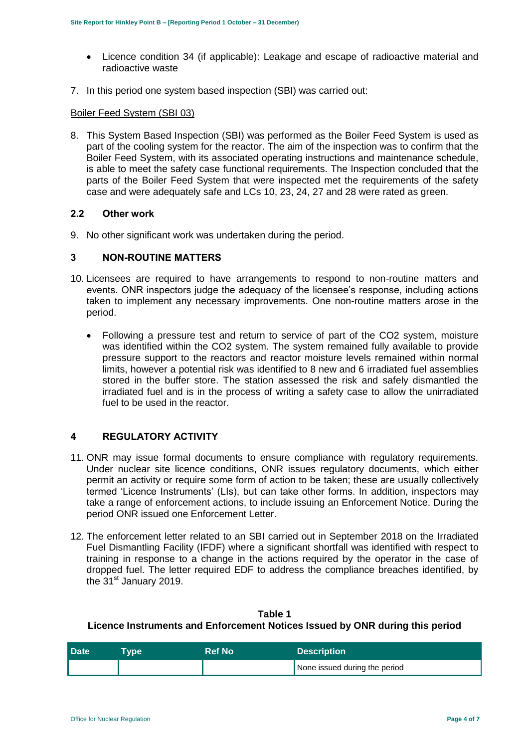- Licence condition 34 (if applicable): Leakage and escape of radioactive material and radioactive waste

7. In this period one system based inspection (SBI) was carried out:

Boiler Feed System (SBI 03)

8. This System Based Inspection (SBI) was performed as the Boiler Feed System is used as part of the cooling system for the reactor. The aim of the inspection was to confirm that the Boiler Feed System, with its associated operating instructions and maintenance schedule, is able to meet the safety case functional requirements. The Inspection concluded that the parts of the Boiler Feed System that were inspected met the requirements of the safety case and were adequately safe and LCs 10, 23, 24, 27 and 28 were rated as green.

### 2.2 Other work

9. No other significant work was undertaken during the period.

## 3 NON-ROUTINE MATTERS

10. Licensees are required to have arrangements to respond to non-routine matters and events. ONR inspectors judge the adequacy of the licensee's response, including actions taken to implement any necessary improvements. One non-routine matters arose in the period.

    - Following a pressure test and return to service of part of the $CO_2$ system, moisture was identified within the $CO_2$ system. The system remained fully available to provide pressure support to the reactors and reactor moisture levels remained within normal limits, however a potential risk was identified to 8 new and 6 irradiated fuel assemblies stored in the buffer store. The station assessed the risk and safely dismantled the irradiated fuel and is in the process of writing a safety case to allow the unirradiated fuel to be used in the reactor.

## 4 REGULATORY ACTIVITY

11. ONR may issue formal documents to ensure compliance with regulatory requirements. Under nuclear site licence conditions, ONR issues regulatory documents, which either permit an activity or require some form of action to be taken; these are usually collectively termed 'Licence Instruments' (LIs), but can take other forms. In addition, inspectors may take a range of enforcement actions, to include issuing an Enforcement Notice. During the period ONR issued one Enforcement Letter.

12. The enforcement letter related to an SBI carried out in September 2018 on the Irradiated Fuel Dismantling Facility (IFDF) where a significant shortfall was identified with respect to training in response to a change in the actions required by the operator in the case of dropped fuel. The letter required EDF to address the compliance breaches identified, by the 31st January 2019.

**Table 1**
**Licence Instruments and Enforcement Notices Issued by ONR during this period**

| Date | Type | Ref No | Description |
|---|---|---|---|
| | | | None issued during the period |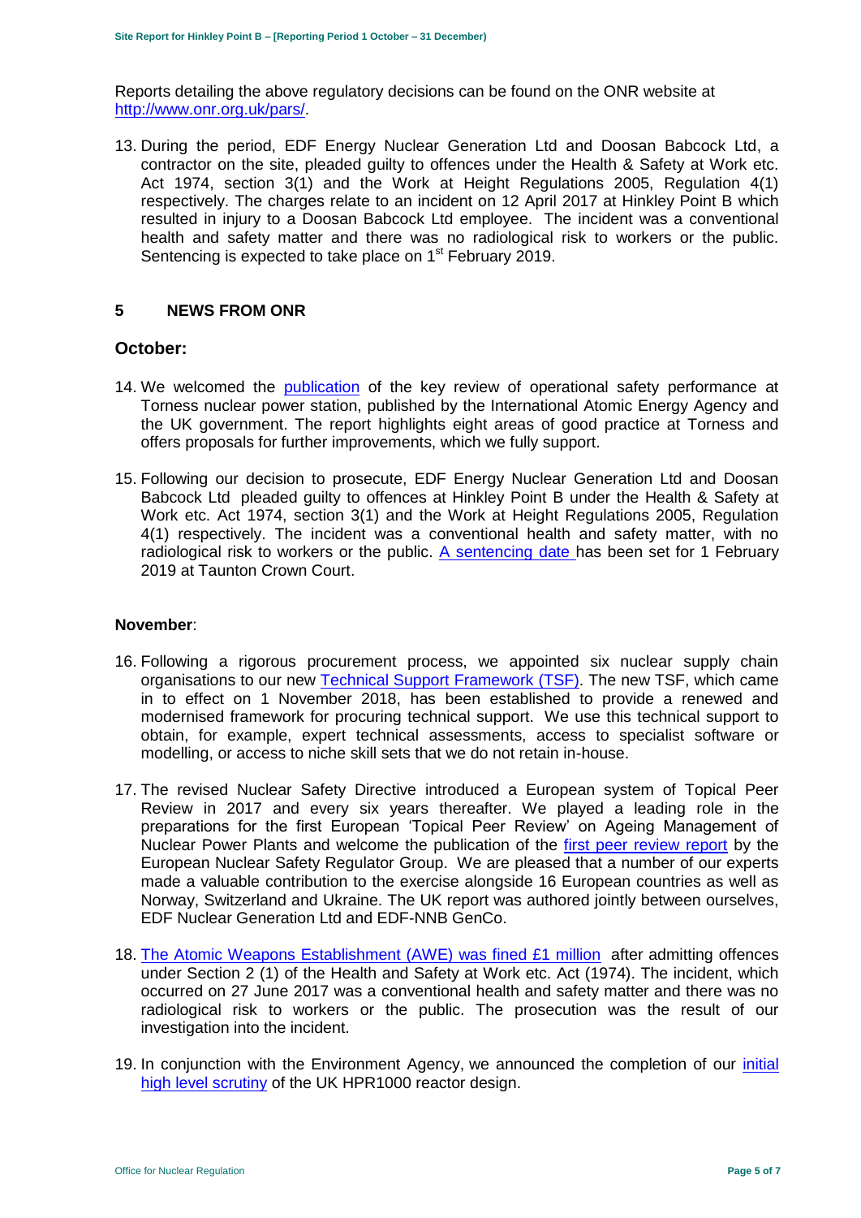Reports detailing the above regulatory decisions can be found on the ONR website at http://www.onr.org.uk/pars/.

13. During the period, EDF Energy Nuclear Generation Ltd and Doosan Babcock Ltd, a contractor on the site, pleaded guilty to offences under the Health & Safety at Work etc. Act 1974, section 3(1) and the Work at Height Regulations 2005, Regulation 4(1) respectively. The charges relate to an incident on 12 April 2017 at Hinkley Point B which resulted in injury to a Doosan Babcock Ltd employee. The incident was a conventional health and safety matter and there was no radiological risk to workers or the public. Sentencing is expected to take place on 1st February 2019.

## 5 NEWS FROM ONR

### October:

14. We welcomed the publication of the key review of operational safety performance at Torness nuclear power station, published by the International Atomic Energy Agency and the UK government. The report highlights eight areas of good practice at Torness and offers proposals for further improvements, which we fully support.

15. Following our decision to prosecute, EDF Energy Nuclear Generation Ltd and Doosan Babcock Ltd pleaded guilty to offences at Hinkley Point B under the Health & Safety at Work etc. Act 1974, section 3(1) and the Work at Height Regulations 2005, Regulation 4(1) respectively. The incident was a conventional health and safety matter, with no radiological risk to workers or the public. A sentencing date has been set for 1 February 2019 at Taunton Crown Court.

### November:

16. Following a rigorous procurement process, we appointed six nuclear supply chain organisations to our new Technical Support Framework (TSF). The new TSF, which came in to effect on 1 November 2018, has been established to provide a renewed and modernised framework for procuring technical support. We use this technical support to obtain, for example, expert technical assessments, access to specialist software or modelling, or access to niche skill sets that we do not retain in-house.

17. The revised Nuclear Safety Directive introduced a European system of Topical Peer Review in 2017 and every six years thereafter. We played a leading role in the preparations for the first European 'Topical Peer Review' on Ageing Management of Nuclear Power Plants and welcome the publication of the first peer review report by the European Nuclear Safety Regulator Group. We are pleased that a number of our experts made a valuable contribution to the exercise alongside 16 European countries as well as Norway, Switzerland and Ukraine. The UK report was authored jointly between ourselves, EDF Nuclear Generation Ltd and EDF-NNB GenCo.

18. The Atomic Weapons Establishment (AWE) was fined £1 million after admitting offences under Section 2 (1) of the Health and Safety at Work etc. Act (1974). The incident, which occurred on 27 June 2017 was a conventional health and safety matter and there was no radiological risk to workers or the public. The prosecution was the result of our investigation into the incident.

19. In conjunction with the Environment Agency, we announced the completion of our initial high level scrutiny of the UK HPR1000 reactor design.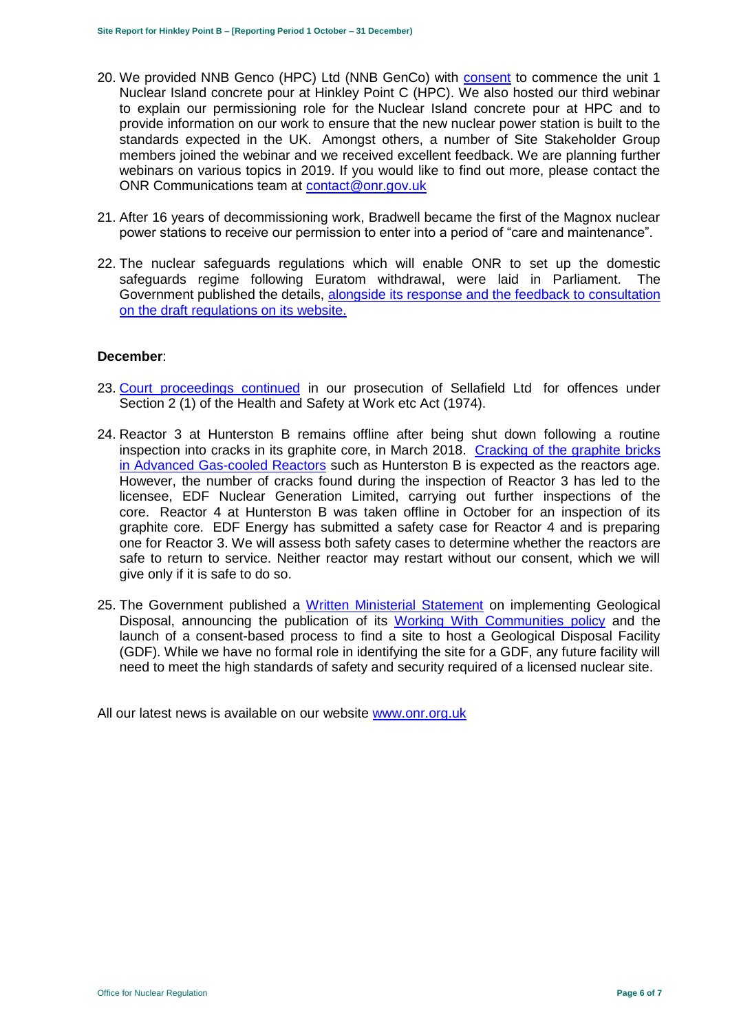20. We provided NNB Genco (HPC) Ltd (NNB GenCo) with [consent](#) to commence the unit 1 Nuclear Island concrete pour at Hinkley Point C (HPC). We also hosted our third webinar to explain our permissioning role for the Nuclear Island concrete pour at HPC and to provide information on our work to ensure that the new nuclear power station is built to the standards expected in the UK. Amongst others, a number of Site Stakeholder Group members joined the webinar and we received excellent feedback. We are planning further webinars on various topics in 2019. If you would like to find out more, please contact the ONR Communications team at contact@onr.gov.uk

21. After 16 years of decommissioning work, Bradwell became the first of the Magnox nuclear power stations to receive our permission to enter into a period of "care and maintenance".

22. The nuclear safeguards regulations which will enable ONR to set up the domestic safeguards regime following Euratom withdrawal, were laid in Parliament. The Government published the details, [alongside its response and the feedback to consultation on the draft regulations on its website.](#)

**December**:

23. [Court proceedings continued](#) in our prosecution of Sellafield Ltd for offences under Section 2 (1) of the Health and Safety at Work etc Act (1974).

24. Reactor 3 at Hunterston B remains offline after being shut down following a routine inspection into cracks in its graphite core, in March 2018. [Cracking of the graphite bricks in Advanced Gas-cooled Reactors](#) such as Hunterston B is expected as the reactors age. However, the number of cracks found during the inspection of Reactor 3 has led to the licensee, EDF Nuclear Generation Limited, carrying out further inspections of the core. Reactor 4 at Hunterston B was taken offline in October for an inspection of its graphite core. EDF Energy has submitted a safety case for Reactor 4 and is preparing one for Reactor 3. We will assess both safety cases to determine whether the reactors are safe to return to service. Neither reactor may restart without our consent, which we will give only if it is safe to do so.

25. The Government published a [Written Ministerial Statement](#) on implementing Geological Disposal, announcing the publication of its [Working With Communities policy](#) and the launch of a consent-based process to find a site to host a Geological Disposal Facility (GDF). While we have no formal role in identifying the site for a GDF, any future facility will need to meet the high standards of safety and security required of a licensed nuclear site.

All our latest news is available on our website www.onr.org.uk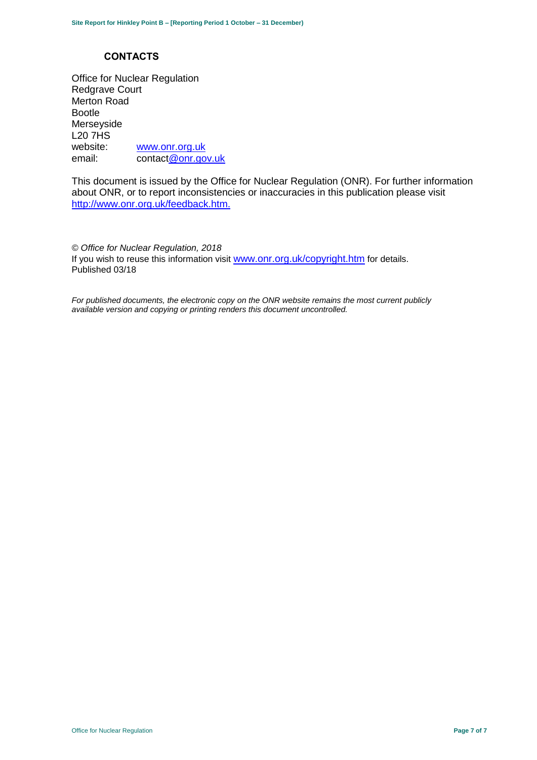## CONTACTS

Office for Nuclear Regulation
Redgrave Court
Merton Road
Bootle
Merseyside
L20 7HS
website: www.onr.org.uk
email: contact@onr.gov.uk

This document is issued by the Office for Nuclear Regulation (ONR). For further information about ONR, or to report inconsistencies or inaccuracies in this publication please visit http://www.onr.org.uk/feedback.htm.

*© Office for Nuclear Regulation, 2018*
If you wish to reuse this information visit www.onr.org.uk/copyright.htm for details.
Published 03/18

*For published documents, the electronic copy on the ONR website remains the most current publicly available version and copying or printing renders this document uncontrolled.*